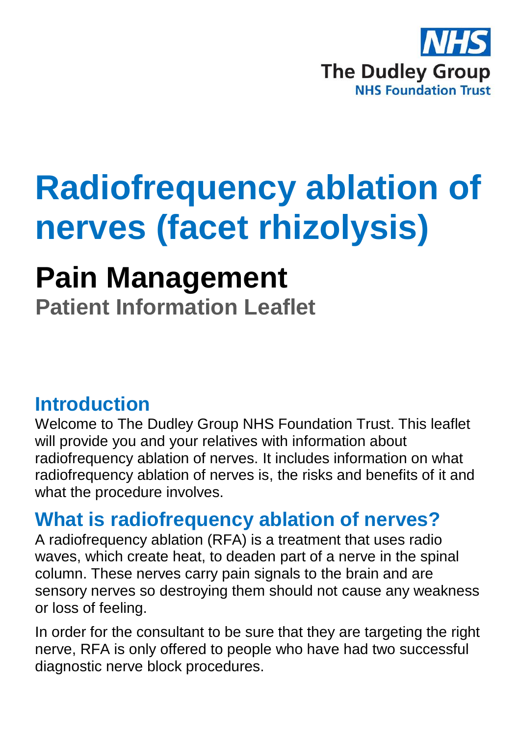NHS

The Dudley Group

NHS Foundation Trust

# Radiofrequency ablation of nerves (facet rhizolysis)

## Pain Management

### Patient Information Leaflet

## Introduction

Welcome to The Dudley Group NHS Foundation Trust. This leaflet will provide you and your relatives with information about radiofrequency ablation of nerves. It includes information on what radiofrequency ablation of nerves is, the risks and benefits of it and what the procedure involves.

## What is radiofrequency ablation of nerves?

A radiofrequency ablation (RFA) is a treatment that uses radio waves, which create heat, to deaden part of a nerve in the spinal column. These nerves carry pain signals to the brain and are sensory nerves so destroying them should not cause any weakness or loss of feeling.

In order for the consultant to be sure that they are targeting the right nerve, RFA is only offered to people who have had two successful diagnostic nerve block procedures.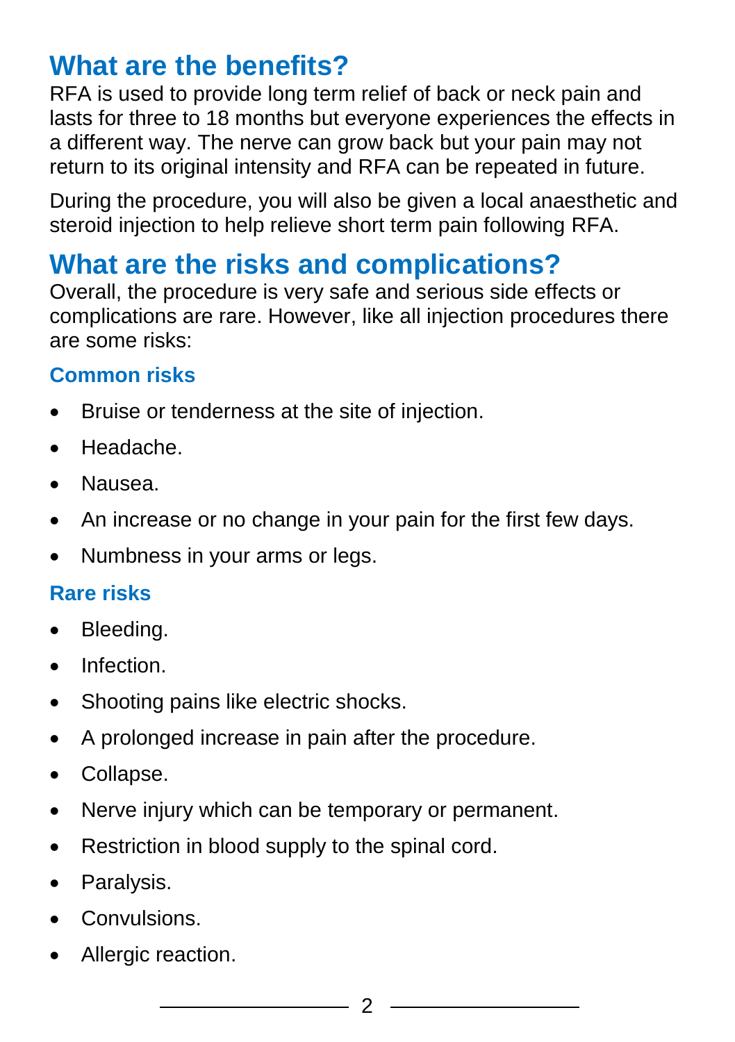## What are the benefits?

RFA is used to provide long term relief of back or neck pain and lasts for three to 18 months but everyone experiences the effects in a different way. The nerve can grow back but your pain may not return to its original intensity and RFA can be repeated in future.

During the procedure, you will also be given a local anaesthetic and steroid injection to help relieve short term pain following RFA.

## What are the risks and complications?

Overall, the procedure is very safe and serious side effects or complications are rare. However, like all injection procedures there are some risks:

### Common risks

- Bruise or tenderness at the site of injection.
- Headache.
- Nausea.
- An increase or no change in your pain for the first few days.
- Numbness in your arms or legs.

### Rare risks

- Bleeding.
- Infection.
- Shooting pains like electric shocks.
- A prolonged increase in pain after the procedure.
- Collapse.
- Nerve injury which can be temporary or permanent.
- Restriction in blood supply to the spinal cord.
- Paralysis.
- Convulsions.
- Allergic reaction.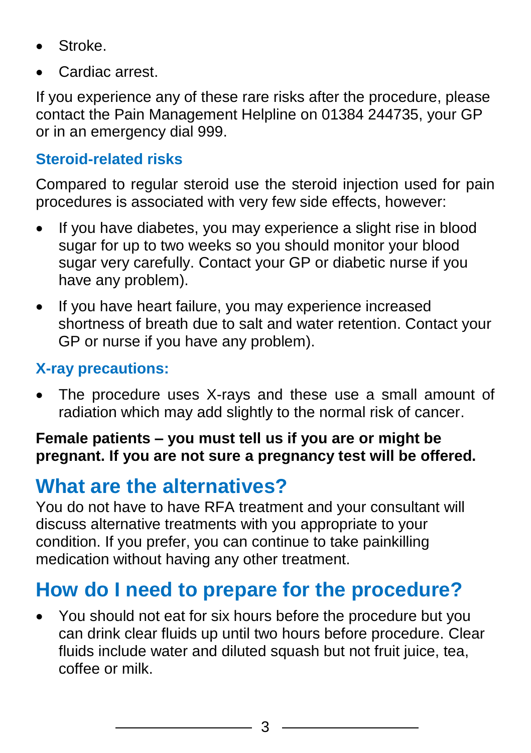- Stroke.
- Cardiac arrest.

If you experience any of these rare risks after the procedure, please contact the Pain Management Helpline on 01384 244735, your GP or in an emergency dial 999.

### Steroid-related risks

Compared to regular steroid use the steroid injection used for pain procedures is associated with very few side effects, however:

- If you have diabetes, you may experience a slight rise in blood sugar for up to two weeks so you should monitor your blood sugar very carefully. Contact your GP or diabetic nurse if you have any problem).
- If you have heart failure, you may experience increased shortness of breath due to salt and water retention. Contact your GP or nurse if you have any problem).

### X-ray precautions:

- The procedure uses X-rays and these use a small amount of radiation which may add slightly to the normal risk of cancer.

**Female patients – you must tell us if you are or might be pregnant. If you are not sure a pregnancy test will be offered.**

## What are the alternatives?

You do not have to have RFA treatment and your consultant will discuss alternative treatments with you appropriate to your condition. If you prefer, you can continue to take painkilling medication without having any other treatment.

## How do I need to prepare for the procedure?

- You should not eat for six hours before the procedure but you can drink clear fluids up until two hours before procedure. Clear fluids include water and diluted squash but not fruit juice, tea, coffee or milk.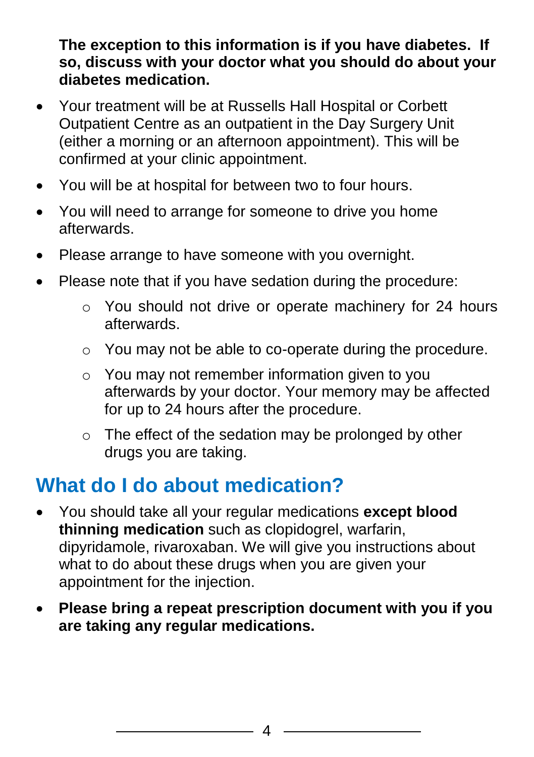**The exception to this information is if you have diabetes. If so, discuss with your doctor what you should do about your diabetes medication.**

- Your treatment will be at Russells Hall Hospital or Corbett Outpatient Centre as an outpatient in the Day Surgery Unit (either a morning or an afternoon appointment). This will be confirmed at your clinic appointment.
- You will be at hospital for between two to four hours.
- You will need to arrange for someone to drive you home afterwards.
- Please arrange to have someone with you overnight.
- Please note that if you have sedation during the procedure:
  - You should not drive or operate machinery for 24 hours afterwards.
  - You may not be able to co-operate during the procedure.
  - You may not remember information given to you afterwards by your doctor. Your memory may be affected for up to 24 hours after the procedure.
  - The effect of the sedation may be prolonged by other drugs you are taking.

## What do I do about medication?

- You should take all your regular medications **except blood thinning medication** such as clopidogrel, warfarin, dipyridamole, rivaroxaban. We will give you instructions about what to do about these drugs when you are given your appointment for the injection.
- **Please bring a repeat prescription document with you if you are taking any regular medications.**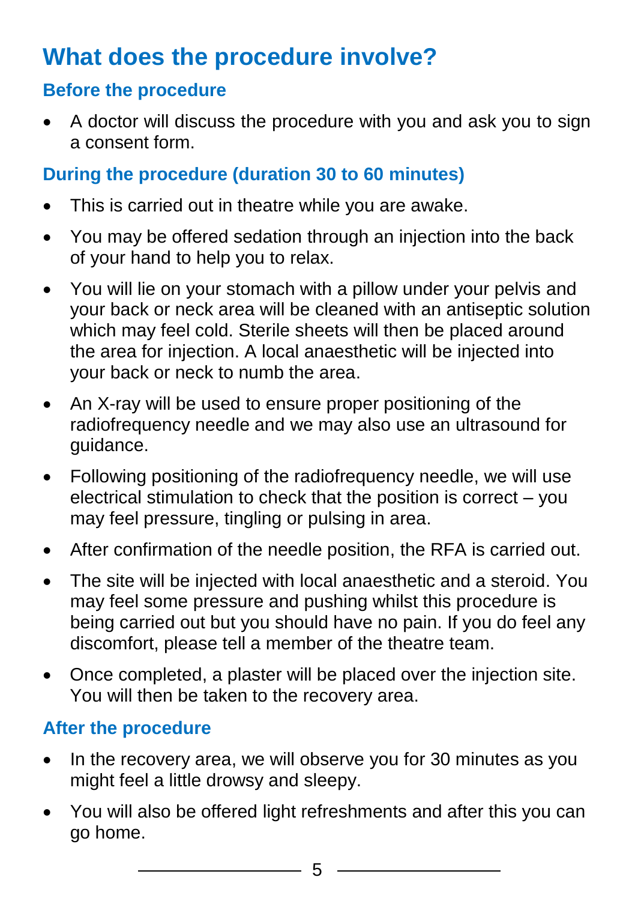## What does the procedure involve?

### Before the procedure

- A doctor will discuss the procedure with you and ask you to sign a consent form.

### During the procedure (duration 30 to 60 minutes)

- This is carried out in theatre while you are awake.
- You may be offered sedation through an injection into the back of your hand to help you to relax.
- You will lie on your stomach with a pillow under your pelvis and your back or neck area will be cleaned with an antiseptic solution which may feel cold. Sterile sheets will then be placed around the area for injection. A local anaesthetic will be injected into your back or neck to numb the area.
- An X-ray will be used to ensure proper positioning of the radiofrequency needle and we may also use an ultrasound for guidance.
- Following positioning of the radiofrequency needle, we will use electrical stimulation to check that the position is correct – you may feel pressure, tingling or pulsing in area.
- After confirmation of the needle position, the RFA is carried out.
- The site will be injected with local anaesthetic and a steroid. You may feel some pressure and pushing whilst this procedure is being carried out but you should have no pain. If you do feel any discomfort, please tell a member of the theatre team.
- Once completed, a plaster will be placed over the injection site. You will then be taken to the recovery area.

### After the procedure

- In the recovery area, we will observe you for 30 minutes as you might feel a little drowsy and sleepy.
- You will also be offered light refreshments and after this you can go home.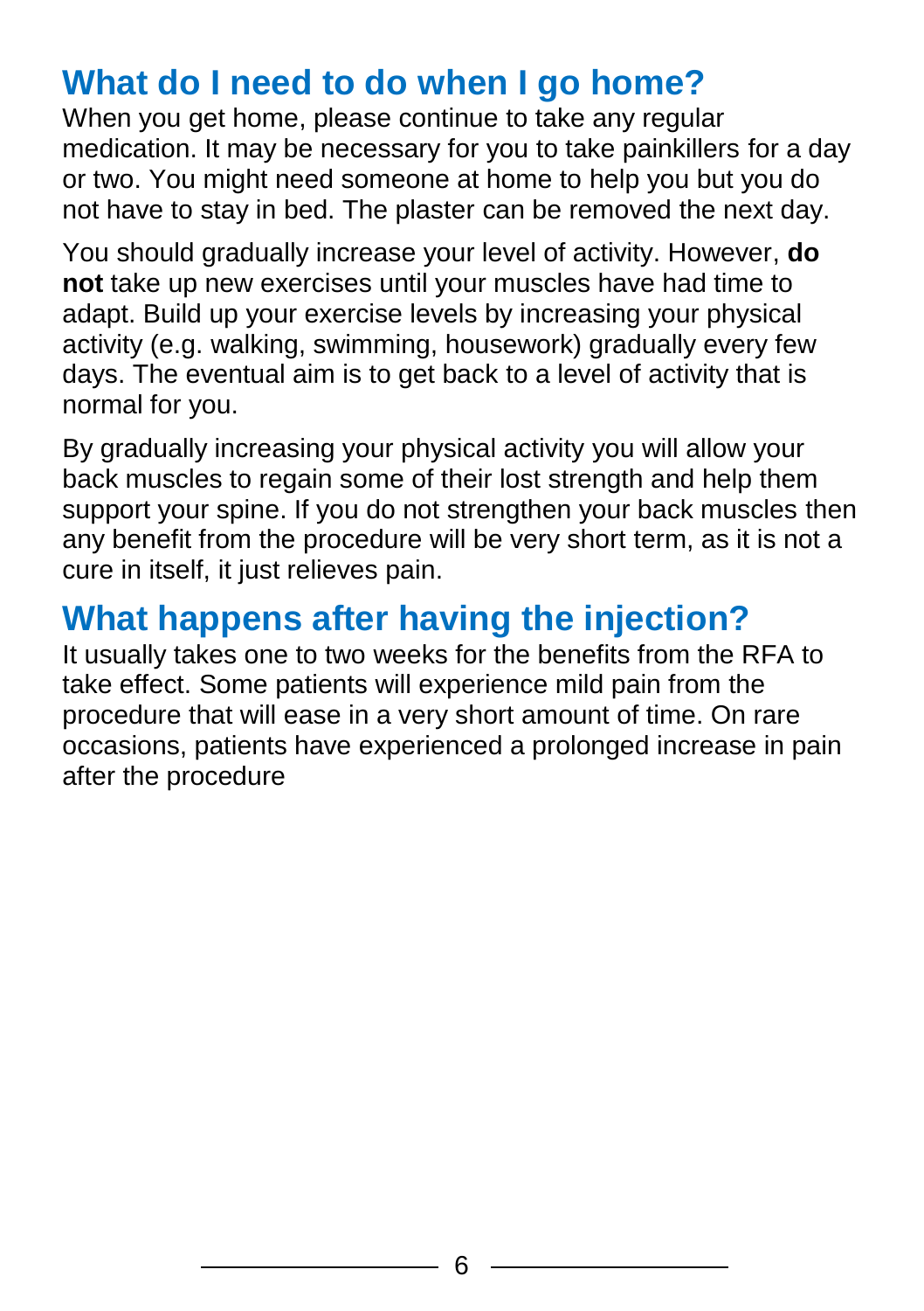## What do I need to do when I go home?

When you get home, please continue to take any regular medication. It may be necessary for you to take painkillers for a day or two. You might need someone at home to help you but you do not have to stay in bed. The plaster can be removed the next day.

You should gradually increase your level of activity. However, **do not** take up new exercises until your muscles have had time to adapt. Build up your exercise levels by increasing your physical activity (e.g. walking, swimming, housework) gradually every few days. The eventual aim is to get back to a level of activity that is normal for you.

By gradually increasing your physical activity you will allow your back muscles to regain some of their lost strength and help them support your spine. If you do not strengthen your back muscles then any benefit from the procedure will be very short term, as it is not a cure in itself, it just relieves pain.

## What happens after having the injection?

It usually takes one to two weeks for the benefits from the RFA to take effect. Some patients will experience mild pain from the procedure that will ease in a very short amount of time. On rare occasions, patients have experienced a prolonged increase in pain after the procedure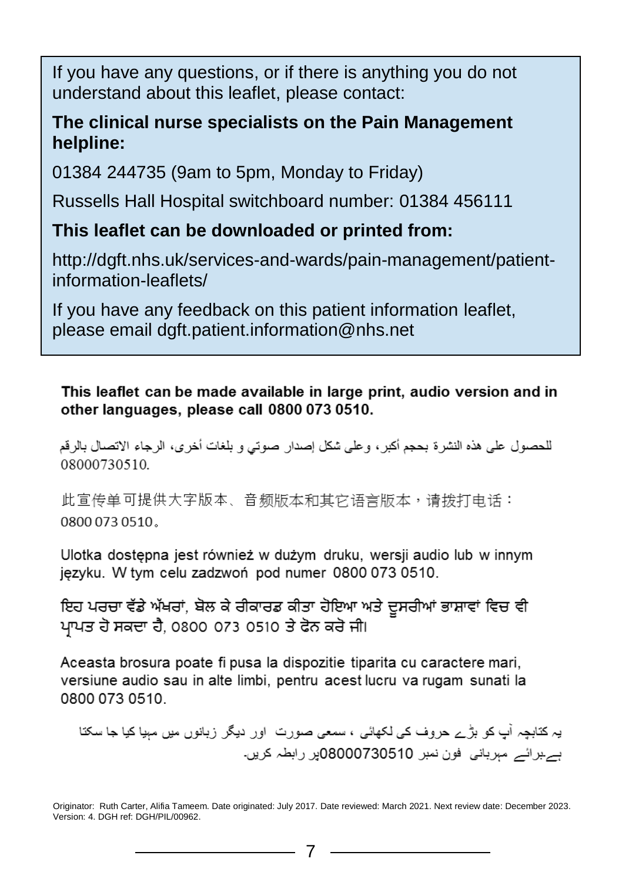If you have any questions, or if there is anything you do not understand about this leaflet, please contact:

**The clinical nurse specialists on the Pain Management helpline:**

01384 244735 (9am to 5pm, Monday to Friday)

Russells Hall Hospital switchboard number: 01384 456111

**This leaflet can be downloaded or printed from:**

http://dgft.nhs.uk/services-and-wards/pain-management/patient-information-leaflets/

If you have any feedback on this patient information leaflet, please email dgft.patient.information@nhs.net

**This leaflet can be made available in large print, audio version and in other languages, please call 0800 073 0510.**

للحصول على هذه النشرة بحجم أكبر، وعلى شكل إصدار صوتي و بلغات أخرى، الرجاء الاتصال بالرقم 08000730510.

此宣传单可提供大字版本、音频版本和其它语言版本，请拨打电话：0800 073 0510。

Ulotka dostępna jest również w dużym druku, wersji audio lub w innym języku. W tym celu zadzwoń pod numer 0800 073 0510.

ਇਹ ਪਰਚਾ ਵੱਡੇ ਅੱਖਰਾਂ, ਬੋਲ ਕੇ ਰੀਕਾਰਡ ਕੀਤਾ ਹੋਇਆ ਅਤੇ ਦੂਸਰੀਆਂ ਭਾਸ਼ਾਵਾਂ ਵਿਚ ਵੀ ਪ੍ਰਾਪਤ ਹੋ ਸਕਦਾ ਹੈ, 0800 073 0510 ਤੇ ਫੋਨ ਕਰੋ ਜੀ।

Aceasta brosura poate fi pusa la dispozitie tiparita cu caractere mari, versiune audio sau in alte limbi, pentru acest lucru va rugam sunati la 0800 073 0510.

یہ کتابچہ آپ کو بڑے حروف کی لکھائی ، سمعی صورت اور دیگر زبانوں میں مہیا کیا جا سکتا ہے۔برائے مہربانی فون نمبر 08000730510پر رابطہ کریں۔

Originator: Ruth Carter, Alifia Tameem. Date originated: July 2017. Date reviewed: March 2021. Next review date: December 2023. Version: 4. DGH ref: DGH/PIL/00962.